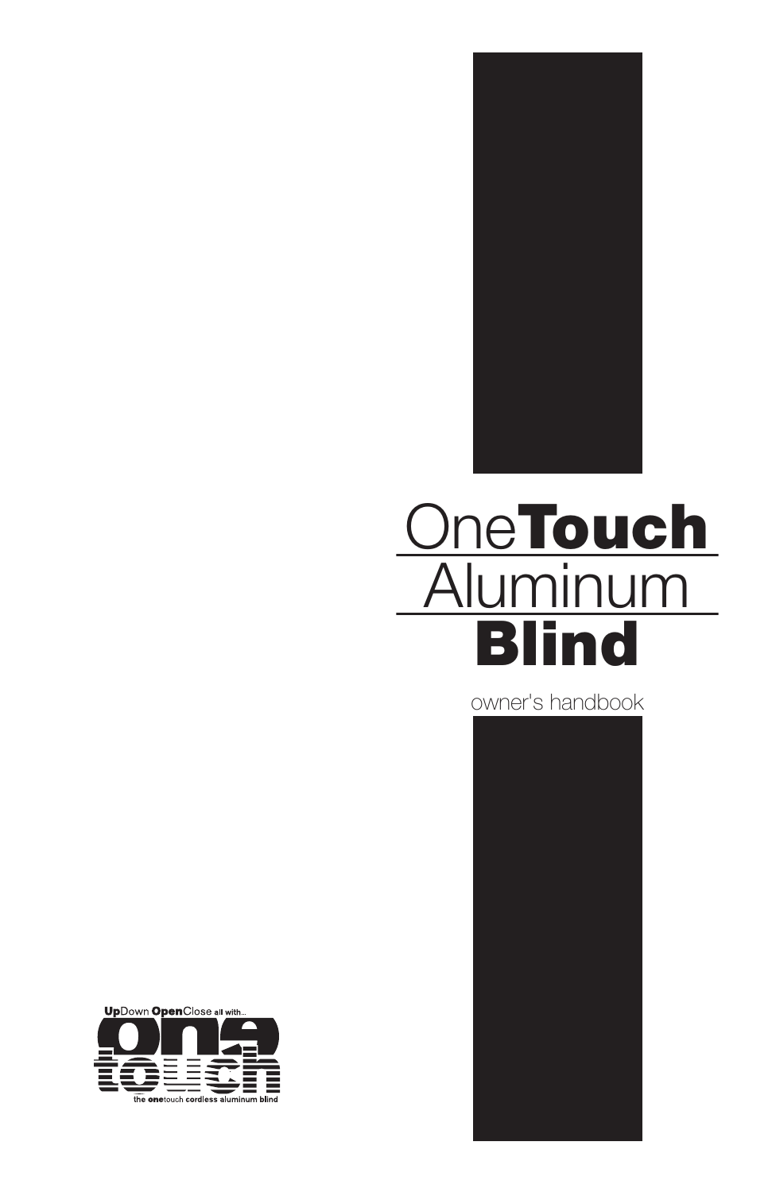# OneTouch Aluminum Blind

owner's handbook

**Up**Down **Open**Close all with...

one touch

the **one**touch cordless aluminum blind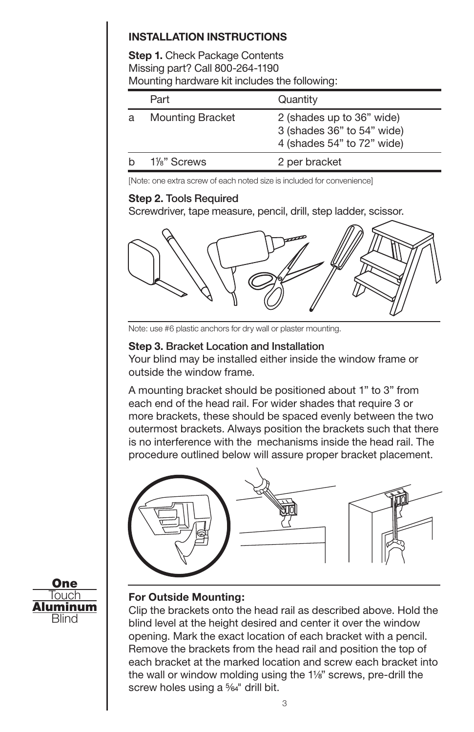**INSTALLATION INSTRUCTIONS**

**Step 1.** Check Package Contents
Missing part? Call 800-264-1190
Mounting hardware kit includes the following:

| | Part | Quantity |
|---|---|---|
| a | Mounting Bracket | 2 (shades up to 36” wide)<br>3 (shades 36” to 54” wide)<br>4 (shades 54” to 72” wide) |
| b | 1⅛” Screws | 2 per bracket |

[Note: one extra screw of each noted size is included for convenience]

**Step 2.** Tools Required
Screwdriver, tape measure, pencil, drill, step ladder, scissor.

Note: use #6 plastic anchors for dry wall or plaster mounting.

**Step 3.** Bracket Location and Installation
Your blind may be installed either inside the window frame or outside the window frame.

A mounting bracket should be positioned about 1” to 3” from each end of the head rail. For wider shades that require 3 or more brackets, these should be spaced evenly between the two outermost brackets. Always position the brackets such that there is no interference with the mechanisms inside the head rail. The procedure outlined below will assure proper bracket placement.

**One** Touch **Aluminum** Blind

**For Outside Mounting:**
Clip the brackets onto the head rail as described above. Hold the blind level at the height desired and center it over the window opening. Mark the exact location of each bracket with a pencil. Remove the brackets from the head rail and position the top of each bracket at the marked location and screw each bracket into the wall or window molding using the 1⅛” screws, pre-drill the screw holes using a 5⁄64" drill bit.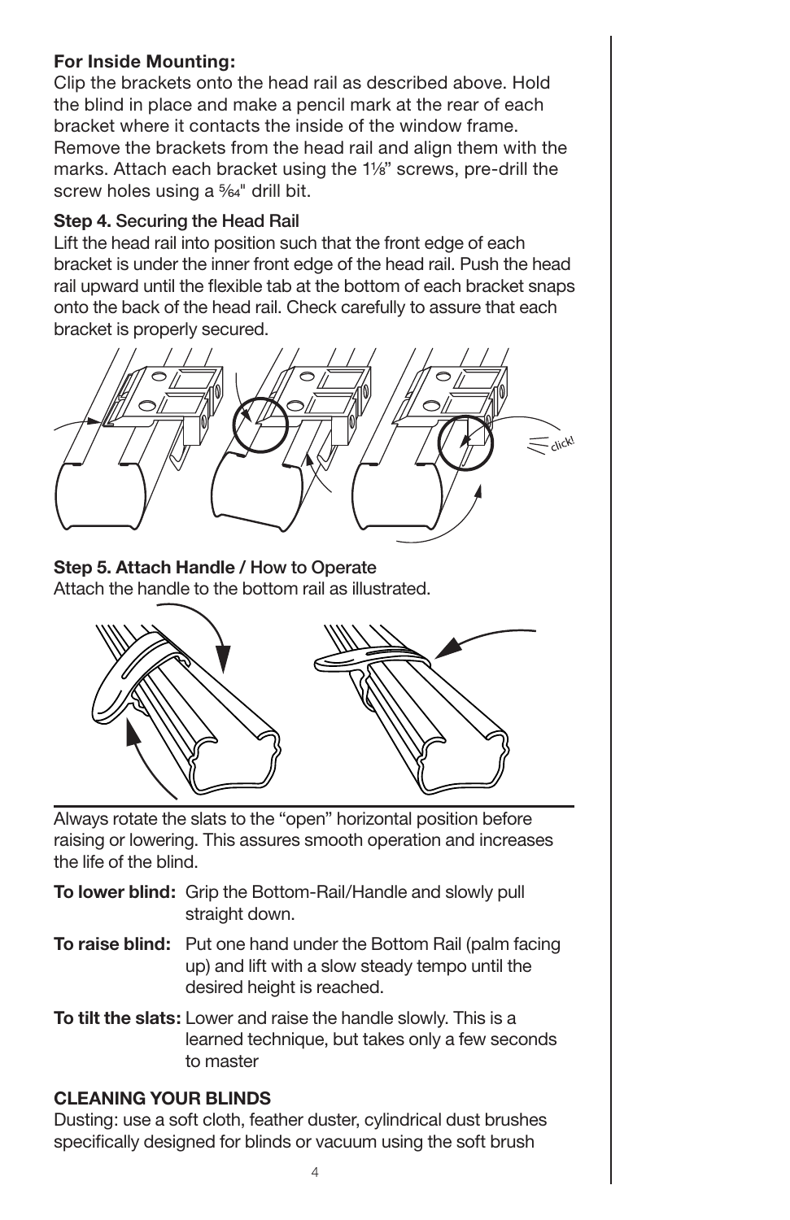**For Inside Mounting:**
Clip the brackets onto the head rail as described above. Hold the blind in place and make a pencil mark at the rear of each bracket where it contacts the inside of the window frame. Remove the brackets from the head rail and align them with the marks. Attach each bracket using the 1⅛" screws, pre-drill the screw holes using a 5⁄64" drill bit.

**Step 4.** Securing the Head Rail
Lift the head rail into position such that the front edge of each bracket is under the inner front edge of the head rail. Push the head rail upward until the flexible tab at the bottom of each bracket snaps onto the back of the head rail. Check carefully to assure that each bracket is properly secured.

**Step 5. Attach Handle /** How to Operate
Attach the handle to the bottom rail as illustrated.

Always rotate the slats to the "open" horizontal position before raising or lowering. This assures smooth operation and increases the life of the blind.

**To lower blind:** Grip the Bottom-Rail/Handle and slowly pull straight down.

**To raise blind:** Put one hand under the Bottom Rail (palm facing up) and lift with a slow steady tempo until the desired height is reached.

**To tilt the slats:** Lower and raise the handle slowly. This is a learned technique, but takes only a few seconds to master

**CLEANING YOUR BLINDS**
Dusting: use a soft cloth, feather duster, cylindrical dust brushes specifically designed for blinds or vacuum using the soft brush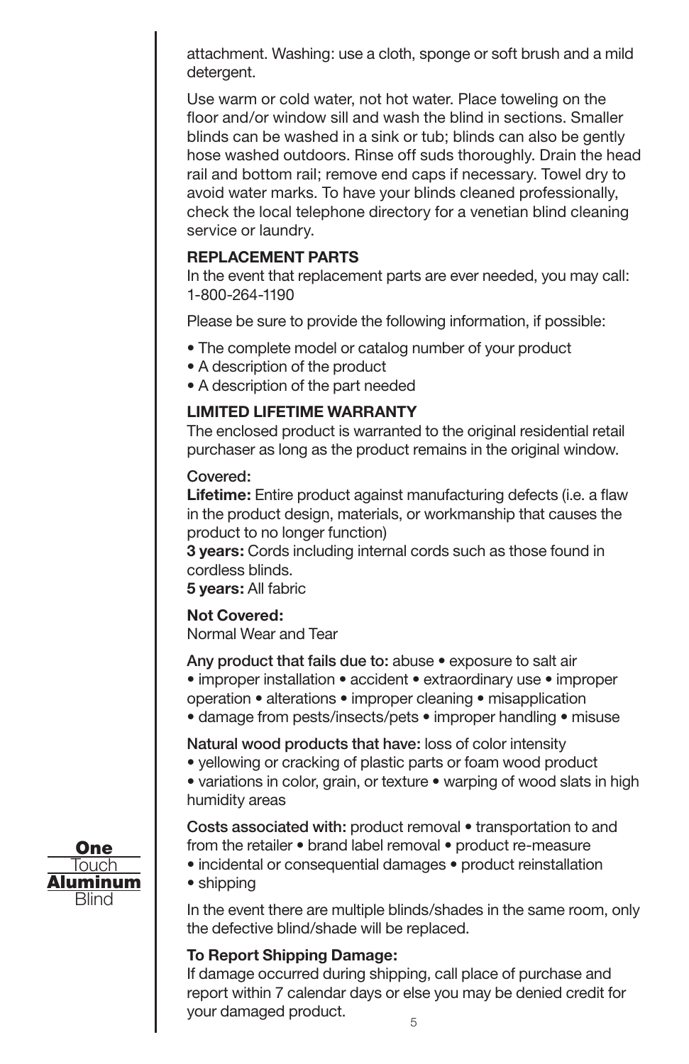attachment. Washing: use a cloth, sponge or soft brush and a mild detergent.

Use warm or cold water, not hot water. Place toweling on the floor and/or window sill and wash the blind in sections. Smaller blinds can be washed in a sink or tub; blinds can also be gently hose washed outdoors. Rinse off suds thoroughly. Drain the head rail and bottom rail; remove end caps if necessary. Towel dry to avoid water marks. To have your blinds cleaned professionally, check the local telephone directory for a venetian blind cleaning service or laundry.

**REPLACEMENT PARTS**

In the event that replacement parts are ever needed, you may call: 1-800-264-1190

Please be sure to provide the following information, if possible:

- The complete model or catalog number of your product
- A description of the product
- A description of the part needed

**LIMITED LIFETIME WARRANTY**

The enclosed product is warranted to the original residential retail purchaser as long as the product remains in the original window.

Covered:

**Lifetime:** Entire product against manufacturing defects (i.e. a flaw in the product design, materials, or workmanship that causes the product to no longer function)

**3 years:** Cords including internal cords such as those found in cordless blinds.

**5 years:** All fabric

**Not Covered:**

Normal Wear and Tear

Any product that fails due to: abuse • exposure to salt air • improper installation • accident • extraordinary use • improper operation • alterations • improper cleaning • misapplication • damage from pests/insects/pets • improper handling • misuse

Natural wood products that have: loss of color intensity • yellowing or cracking of plastic parts or foam wood product • variations in color, grain, or texture • warping of wood slats in high humidity areas

Costs associated with: product removal • transportation to and from the retailer • brand label removal • product re-measure • incidental or consequential damages • product reinstallation • shipping

In the event there are multiple blinds/shades in the same room, only the defective blind/shade will be replaced.

**To Report Shipping Damage:**

If damage occurred during shipping, call place of purchase and report within 7 calendar days or else you may be denied credit for your damaged product.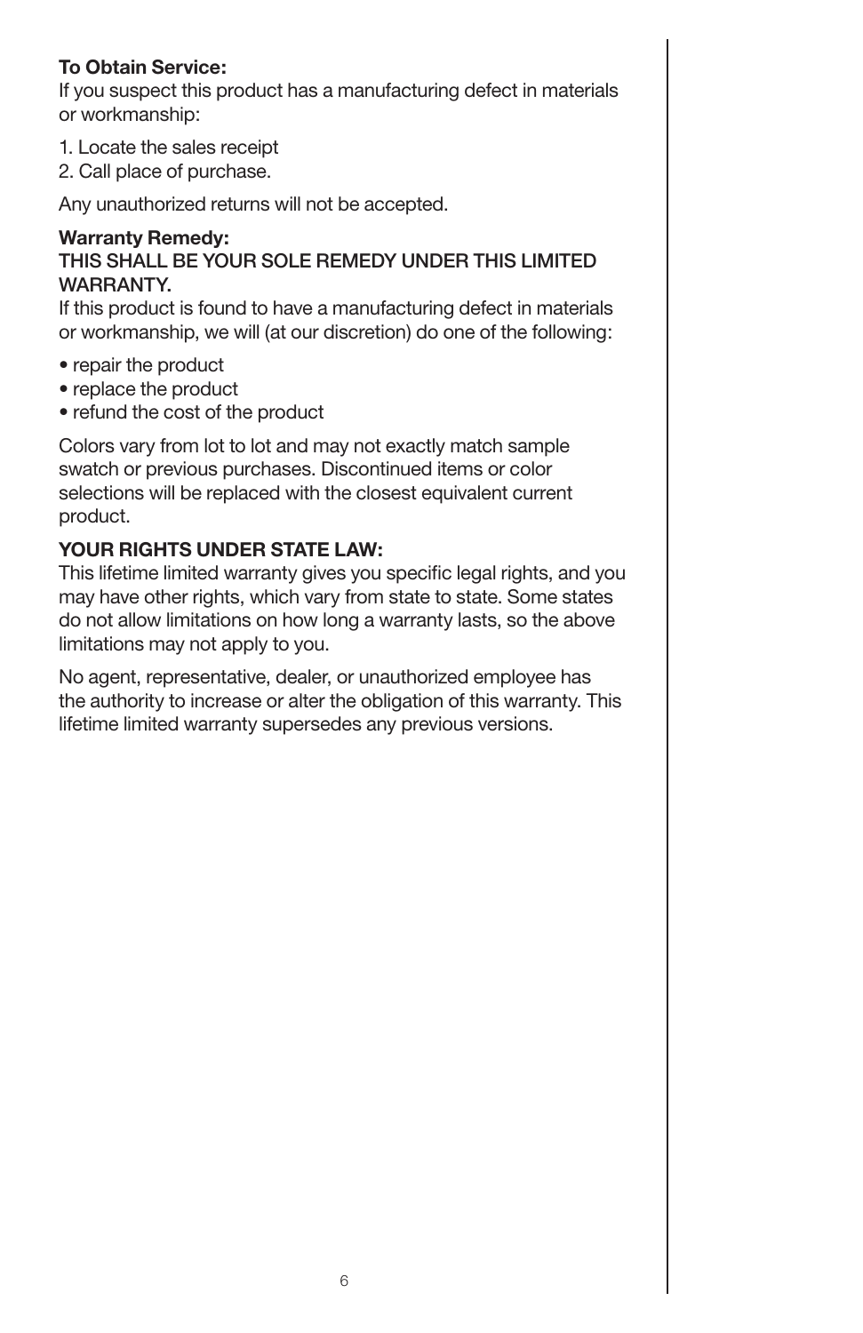**To Obtain Service:**
If you suspect this product has a manufacturing defect in materials or workmanship:

1. Locate the sales receipt
2. Call place of purchase.

Any unauthorized returns will not be accepted.

**Warranty Remedy:**
THIS SHALL BE YOUR SOLE REMEDY UNDER THIS LIMITED WARRANTY.
If this product is found to have a manufacturing defect in materials or workmanship, we will (at our discretion) do one of the following:

- repair the product
- replace the product
- refund the cost of the product

Colors vary from lot to lot and may not exactly match sample swatch or previous purchases. Discontinued items or color selections will be replaced with the closest equivalent current product.

**YOUR RIGHTS UNDER STATE LAW:**
This lifetime limited warranty gives you specific legal rights, and you may have other rights, which vary from state to state. Some states do not allow limitations on how long a warranty lasts, so the above limitations may not apply to you.

No agent, representative, dealer, or unauthorized employee has the authority to increase or alter the obligation of this warranty. This lifetime limited warranty supersedes any previous versions.